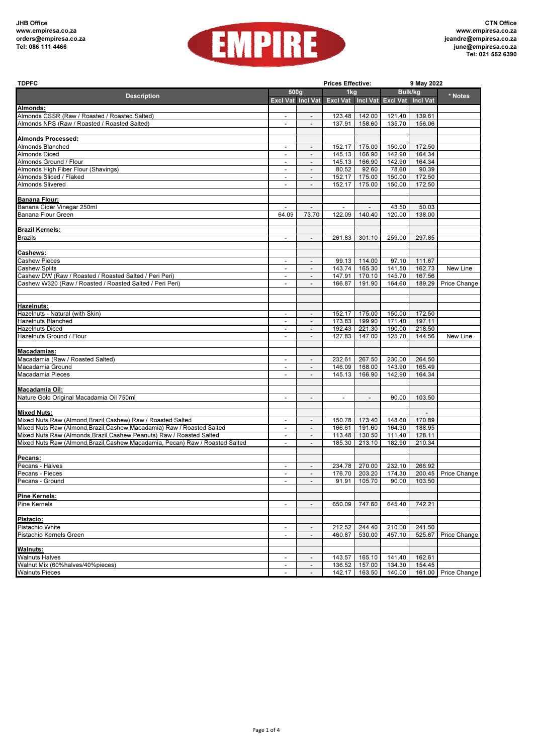JHB Office
www.empiresa.co.za
orders@empiresa.co.za
Tel: 086 111 4466

EMPIRE

CTN Office
www.empiresa.co.za
jeandre@empiresa.co.za
june@empiresa.co.za
Tel: 021 552 6390

| TDPFC | | | Prices Effective: | | 9 May 2022 | | |
|---|---|---|---|---|---|---|---|
| Description | 500g | | 1kg | | Bulk/kg | | * Notes |
| | Excl Vat | Incl Vat | Excl Vat | Incl Vat | Excl Vat | Incl Vat | |
| **Almonds:** | | | | | | | |
| Almonds CSSR (Raw / Roasted / Roasted Salted) | - | - | 123.48 | 142.00 | 121.40 | 139.61 | |
| Almonds NPS (Raw / Roasted / Roasted Salted) | - | - | 137.91 | 158.60 | 135.70 | 156.06 | |
| | | | | | | | |
| **Almonds Processed:** | | | | | | | |
| Almonds Blanched | - | - | 152.17 | 175.00 | 150.00 | 172.50 | |
| Almonds Diced | - | - | 145.13 | 166.90 | 142.90 | 164.34 | |
| Almonds Ground / Flour | - | - | 145.13 | 166.90 | 142.90 | 164.34 | |
| Almonds High Fiber Flour (Shavings) | - | - | 80.52 | 92.60 | 78.60 | 90.39 | |
| Almonds Sliced / Flaked | - | - | 152.17 | 175.00 | 150.00 | 172.50 | |
| Almonds Slivered | - | - | 152.17 | 175.00 | 150.00 | 172.50 | |
| | | | | | | | |
| **Banana Flour:** | | | | | | | |
| Banana Cider Vinegar 250ml | - | - | - | - | 43.50 | 50.03 | |
| Banana Flour Green | 64.09 | 73.70 | 122.09 | 140.40 | 120.00 | 138.00 | |
| | | | | | | | |
| **Brazil Kernels:** | | | | | | | |
| Brazils | - | - | 261.83 | 301.10 | 259.00 | 297.85 | |
| | | | | | | | |
| **Cashews:** | | | | | | | |
| Cashew Pieces | - | - | 99.13 | 114.00 | 97.10 | 111.67 | |
| Cashew Splits | - | - | 143.74 | 165.30 | 141.50 | 162.73 | New Line |
| Cashew DW (Raw / Roasted / Roasted Salted / Peri Peri) | - | - | 147.91 | 170.10 | 145.70 | 167.56 | |
| Cashew W320 (Raw / Roasted / Roasted Salted / Peri Peri) | - | - | 166.87 | 191.90 | 164.60 | 189.29 | Price Change |
| | | | | | | | |
| | | | | | | | |
| **Hazelnuts:** | | | | | | | |
| Hazelnuts - Natural (with Skin) | - | - | 152.17 | 175.00 | 150.00 | 172.50 | |
| Hazelnuts Blanched | - | - | 173.83 | 199.90 | 171.40 | 197.11 | |
| Hazelnuts Diced | - | - | 192.43 | 221.30 | 190.00 | 218.50 | |
| Hazelnuts Ground / Flour | - | - | 127.83 | 147.00 | 125.70 | 144.56 | New Line |
| | | | | | | | |
| **Macadamias:** | | | | | | | |
| Macadamia (Raw / Roasted Salted) | - | - | 232.61 | 267.50 | 230.00 | 264.50 | |
| Macadamia Ground | - | - | 146.09 | 168.00 | 143.90 | 165.49 | |
| Macadamia Pieces | - | - | 145.13 | 166.90 | 142.90 | 164.34 | |
| | | | | | | | |
| **Macadamia Oil:** | | | | | | | |
| Nature Gold Original Macadamia Oil 750ml | - | - | - | - | 90.00 | 103.50 | |
| | | | | | | | |
| **Mixed Nuts:** | | | | | | - | |
| Mixed Nuts Raw (Almond,Brazil,Cashew) Raw / Roasted Salted | - | - | 150.78 | 173.40 | 148.60 | 170.89 | |
| Mixed Nuts Raw (Almond,Brazil,Cashew,Macadamia) Raw / Roasted Salted | - | - | 166.61 | 191.60 | 164.30 | 188.95 | |
| Mixed Nuts Raw (Almonds,Brazil,Cashew,Peanuts) Raw / Roasted Salted | - | - | 113.48 | 130.50 | 111.40 | 128.11 | |
| Mixed Nuts Raw (Almond,Brazil,Cashew,Macadamia, Pecan) Raw / Roasted Salted | - | - | 185.30 | 213.10 | 182.90 | 210.34 | |
| | | | | | | | |
| **Pecans:** | | | | | | | |
| Pecans - Halves | - | - | 234.78 | 270.00 | 232.10 | 266.92 | |
| Pecans - Pieces | - | - | 176.70 | 203.20 | 174.30 | 200.45 | Price Change |
| Pecans - Ground | - | - | 91.91 | 105.70 | 90.00 | 103.50 | |
| | | | | | | | |
| **Pine Kernels:** | | | | | | | |
| Pine Kernels | - | - | 650.09 | 747.60 | 645.40 | 742.21 | |
| | | | | | | | |
| **Pistacio:** | | | | | | | |
| Pistachio White | - | - | 212.52 | 244.40 | 210.00 | 241.50 | |
| Pistachio Kernels Green | - | - | 460.87 | 530.00 | 457.10 | 525.67 | Price Change |
| | | | | | | | |
| **Walnuts:** | | | | | | | |
| Walnuts Halves | - | - | 143.57 | 165.10 | 141.40 | 162.61 | |
| Walnut Mix (60%halves/40%pieces) | - | - | 136.52 | 157.00 | 134.30 | 154.45 | |
| Walnuts Pieces | - | - | 142.17 | 163.50 | 140.00 | 161.00 | Price Change |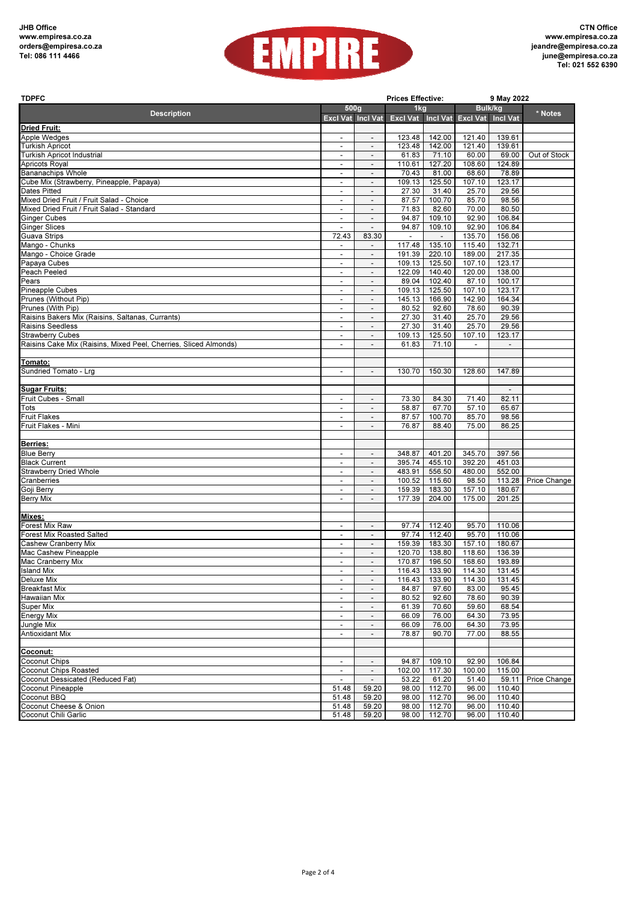JHB Office
www.empiresa.co.za
orders@empiresa.co.za
Tel: 086 111 4466

**EMPIRE**

CTN Office
www.empiresa.co.za
jeandre@empiresa.co.za
june@empiresa.co.za
Tel: 021 552 6390

**TDPFC** — **Prices Effective:** 9 May 2022

| Description | 500g | | 1kg | | Bulk/kg | | * Notes |
|---|---|---|---|---|---|---|---|
| | Excl Vat | Incl Vat | Excl Vat | Incl Vat | Excl Vat | Incl Vat | |
| **Dried Fruit:** | | | | | | | |
| Apple Wedges | - | - | 123.48 | 142.00 | 121.40 | 139.61 | |
| Turkish Apricot | - | - | 123.48 | 142.00 | 121.40 | 139.61 | |
| Turkish Apricot Industrial | - | - | 61.83 | 71.10 | 60.00 | 69.00 | Out of Stock |
| Apricots Royal | - | - | 110.61 | 127.20 | 108.60 | 124.89 | |
| Bananachips Whole | - | - | 70.43 | 81.00 | 68.60 | 78.89 | |
| Cube Mix (Strawberry, Pineapple, Papaya) | - | - | 109.13 | 125.50 | 107.10 | 123.17 | |
| Dates Pitted | - | - | 27.30 | 31.40 | 25.70 | 29.56 | |
| Mixed Dried Fruit / Fruit Salad - Choice | - | - | 87.57 | 100.70 | 85.70 | 98.56 | |
| Mixed Dried Fruit / Fruit Salad - Standard | - | - | 71.83 | 82.60 | 70.00 | 80.50 | |
| Ginger Cubes | - | - | 94.87 | 109.10 | 92.90 | 106.84 | |
| Ginger Slices | - | - | 94.87 | 109.10 | 92.90 | 106.84 | |
| Guava Strips | 72.43 | 83.30 | - | - | 135.70 | 156.06 | |
| Mango - Chunks | - | - | 117.48 | 135.10 | 115.40 | 132.71 | |
| Mango - Choice Grade | - | - | 191.39 | 220.10 | 189.00 | 217.35 | |
| Papaya Cubes | - | - | 109.13 | 125.50 | 107.10 | 123.17 | |
| Peach Peeled | - | - | 122.09 | 140.40 | 120.00 | 138.00 | |
| Pears | - | - | 89.04 | 102.40 | 87.10 | 100.17 | |
| Pineapple Cubes | - | - | 109.13 | 125.50 | 107.10 | 123.17 | |
| Prunes (Without Pip) | - | - | 145.13 | 166.90 | 142.90 | 164.34 | |
| Prunes (With Pip) | - | - | 80.52 | 92.60 | 78.60 | 90.39 | |
| Raisins Bakers Mix (Raisins, Saltanas, Currants) | - | - | 27.30 | 31.40 | 25.70 | 29.56 | |
| Raisins Seedless | - | - | 27.30 | 31.40 | 25.70 | 29.56 | |
| Strawberry Cubes | - | - | 109.13 | 125.50 | 107.10 | 123.17 | |
| Raisins Cake Mix (Raisins, Mixed Peel, Cherries, Sliced Almonds) | - | - | 61.83 | 71.10 | - | - | |
| | | | | | | | |
| **Tomato:** | | | | | | | |
| Sundried Tomato - Lrg | - | - | 130.70 | 150.30 | 128.60 | 147.89 | |
| | | | | | | | |
| **Sugar Fruits:** | | | | | | - | |
| Fruit Cubes - Small | - | - | 73.30 | 84.30 | 71.40 | 82.11 | |
| Tots | - | - | 58.87 | 67.70 | 57.10 | 65.67 | |
| Fruit Flakes | - | - | 87.57 | 100.70 | 85.70 | 98.56 | |
| Fruit Flakes - Mini | - | - | 76.87 | 88.40 | 75.00 | 86.25 | |
| | | | | | | | |
| **Berries:** | | | | | | | |
| Blue Berry | - | - | 348.87 | 401.20 | 345.70 | 397.56 | |
| Black Current | - | - | 395.74 | 455.10 | 392.20 | 451.03 | |
| Strawberry Dried Whole | - | - | 483.91 | 556.50 | 480.00 | 552.00 | |
| Cranberries | - | - | 100.52 | 115.60 | 98.50 | 113.28 | Price Change |
| Goji Berry | - | - | 159.39 | 183.30 | 157.10 | 180.67 | |
| Berry Mix | - | - | 177.39 | 204.00 | 175.00 | 201.25 | |
| | | | | | | | |
| **Mixes:** | | | | | | | |
| Forest Mix Raw | - | - | 97.74 | 112.40 | 95.70 | 110.06 | |
| Forest Mix Roasted Salted | - | - | 97.74 | 112.40 | 95.70 | 110.06 | |
| Cashew Cranberry Mix | - | - | 159.39 | 183.30 | 157.10 | 180.67 | |
| Mac Cashew Pineapple | - | - | 120.70 | 138.80 | 118.60 | 136.39 | |
| Mac Cranberry Mix | - | - | 170.87 | 196.50 | 168.60 | 193.89 | |
| Island Mix | - | - | 116.43 | 133.90 | 114.30 | 131.45 | |
| Deluxe Mix | - | - | 116.43 | 133.90 | 114.30 | 131.45 | |
| Breakfast Mix | - | - | 84.87 | 97.60 | 83.00 | 95.45 | |
| Hawaiian Mix | - | - | 80.52 | 92.60 | 78.60 | 90.39 | |
| Super Mix | - | - | 61.39 | 70.60 | 59.60 | 68.54 | |
| Energy Mix | - | - | 66.09 | 76.00 | 64.30 | 73.95 | |
| Jungle Mix | - | - | 66.09 | 76.00 | 64.30 | 73.95 | |
| Antioxidant Mix | - | - | 78.87 | 90.70 | 77.00 | 88.55 | |
| | | | | | | | |
| **Coconut:** | | | | | | | |
| Coconut Chips | - | - | 94.87 | 109.10 | 92.90 | 106.84 | |
| Coconut Chips Roasted | - | - | 102.00 | 117.30 | 100.00 | 115.00 | |
| Coconut Dessicated (Reduced Fat) | - | - | 53.22 | 61.20 | 51.40 | 59.11 | Price Change |
| Coconut Pineapple | 51.48 | 59.20 | 98.00 | 112.70 | 96.00 | 110.40 | |
| Coconut BBQ | 51.48 | 59.20 | 98.00 | 112.70 | 96.00 | 110.40 | |
| Coconut Cheese & Onion | 51.48 | 59.20 | 98.00 | 112.70 | 96.00 | 110.40 | |
| Coconut Chili Garlic | 51.48 | 59.20 | 98.00 | 112.70 | 96.00 | 110.40 | |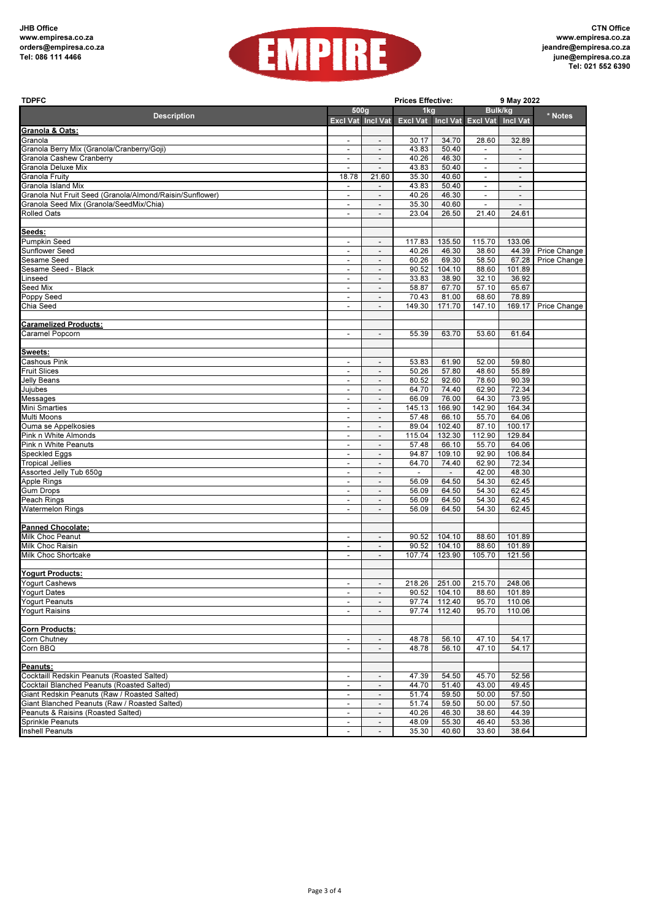**JHB Office**
**www.empiresa.co.za**
**orders@empiresa.co.za**
**Tel: 086 111 4466**

**EMPIRE**

**CTN Office**
**www.empiresa.co.za**
**jeandre@empiresa.co.za**
**june@empiresa.co.za**
**Tel: 021 552 6390**

**TDPFC** | **Prices Effective: 9 May 2022**

| Description | 500g | | 1kg | | Bulk/kg | | * Notes |
|---|---|---|---|---|---|---|---|
| | Excl Vat | Incl Vat | Excl Vat | Incl Vat | Excl Vat | Incl Vat | |
| **Granola & Oats:** | | | | | | | |
| Granola | - | - | 30.17 | 34.70 | 28.60 | 32.89 | |
| Granola Berry Mix (Granola/Cranberry/Goji) | - | - | 43.83 | 50.40 | - | - | |
| Granola Cashew Cranberry | - | - | 40.26 | 46.30 | - | - | |
| Granola Deluxe Mix | - | - | 43.83 | 50.40 | - | - | |
| Granola Fruity | 18.78 | 21.60 | 35.30 | 40.60 | - | - | |
| Granola Island Mix | - | - | 43.83 | 50.40 | - | - | |
| Granola Nut Fruit Seed (Granola/Almond/Raisin/Sunflower) | - | - | 40.26 | 46.30 | - | - | |
| Granola Seed Mix (Granola/SeedMix/Chia) | - | - | 35.30 | 40.60 | - | - | |
| Rolled Oats | - | - | 23.04 | 26.50 | 21.40 | 24.61 | |
| **Seeds:** | | | | | | | |
| Pumpkin Seed | - | - | 117.83 | 135.50 | 115.70 | 133.06 | |
| Sunflower Seed | - | - | 40.26 | 46.30 | 38.60 | 44.39 | Price Change |
| Sesame Seed | - | - | 60.26 | 69.30 | 58.50 | 67.28 | Price Change |
| Sesame Seed - Black | - | - | 90.52 | 104.10 | 88.60 | 101.89 | |
| Linseed | - | - | 33.83 | 38.90 | 32.10 | 36.92 | |
| Seed Mix | - | - | 58.87 | 67.70 | 57.10 | 65.67 | |
| Poppy Seed | - | - | 70.43 | 81.00 | 68.60 | 78.89 | |
| Chia Seed | - | - | 149.30 | 171.70 | 147.10 | 169.17 | Price Change |
| **Caramelized Products:** | | | | | | | |
| Caramel Popcorn | - | - | 55.39 | 63.70 | 53.60 | 61.64 | |
| **Sweets:** | | | | | | | |
| Cashous Pink | - | - | 53.83 | 61.90 | 52.00 | 59.80 | |
| Fruit Slices | - | - | 50.26 | 57.80 | 48.60 | 55.89 | |
| Jelly Beans | - | - | 80.52 | 92.60 | 78.60 | 90.39 | |
| Jujubes | - | - | 64.70 | 74.40 | 62.90 | 72.34 | |
| Messages | - | - | 66.09 | 76.00 | 64.30 | 73.95 | |
| Mini Smarties | - | - | 145.13 | 166.90 | 142.90 | 164.34 | |
| Multi Moons | - | - | 57.48 | 66.10 | 55.70 | 64.06 | |
| Ouma se Appelkosies | - | - | 89.04 | 102.40 | 87.10 | 100.17 | |
| Pink n White Almonds | - | - | 115.04 | 132.30 | 112.90 | 129.84 | |
| Pink n White Peanuts | - | - | 57.48 | 66.10 | 55.70 | 64.06 | |
| Speckled Eggs | - | - | 94.87 | 109.10 | 92.90 | 106.84 | |
| Tropical Jellies | - | - | 64.70 | 74.40 | 62.90 | 72.34 | |
| Assorted Jelly Tub 650g | - | - | - | - | 42.00 | 48.30 | |
| Apple Rings | - | - | 56.09 | 64.50 | 54.30 | 62.45 | |
| Gum Drops | - | - | 56.09 | 64.50 | 54.30 | 62.45 | |
| Peach Rings | - | - | 56.09 | 64.50 | 54.30 | 62.45 | |
| Watermelon Rings | - | - | 56.09 | 64.50 | 54.30 | 62.45 | |
| **Panned Chocolate:** | | | | | | | |
| Milk Choc Peanut | - | - | 90.52 | 104.10 | 88.60 | 101.89 | |
| Milk Choc Raisin | - | - | 90.52 | 104.10 | 88.60 | 101.89 | |
| Milk Choc Shortcake | - | - | 107.74 | 123.90 | 105.70 | 121.56 | |
| **Yogurt Products:** | | | | | | | |
| Yogurt Cashews | - | - | 218.26 | 251.00 | 215.70 | 248.06 | |
| Yogurt Dates | - | - | 90.52 | 104.10 | 88.60 | 101.89 | |
| Yogurt Peanuts | - | - | 97.74 | 112.40 | 95.70 | 110.06 | |
| Yogurt Raisins | - | - | 97.74 | 112.40 | 95.70 | 110.06 | |
| **Corn Products:** | | | | | | | |
| Corn Chutney | - | - | 48.78 | 56.10 | 47.10 | 54.17 | |
| Corn BBQ | - | - | 48.78 | 56.10 | 47.10 | 54.17 | |
| **Peanuts:** | | | | | | | |
| Cocktaill Redskin Peanuts (Roasted Salted) | - | - | 47.39 | 54.50 | 45.70 | 52.56 | |
| Cocktail Blanched Peanuts (Roasted Salted) | - | - | 44.70 | 51.40 | 43.00 | 49.45 | |
| Giant Redskin Peanuts (Raw / Roasted Salted) | - | - | 51.74 | 59.50 | 50.00 | 57.50 | |
| Giant Blanched Peanuts (Raw / Roasted Salted) | - | - | 51.74 | 59.50 | 50.00 | 57.50 | |
| Peanuts & Raisins (Roasted Salted) | - | - | 40.26 | 46.30 | 38.60 | 44.39 | |
| Sprinkle Peanuts | - | - | 48.09 | 55.30 | 46.40 | 53.36 | |
| Inshell Peanuts | - | - | 35.30 | 40.60 | 33.60 | 38.64 | |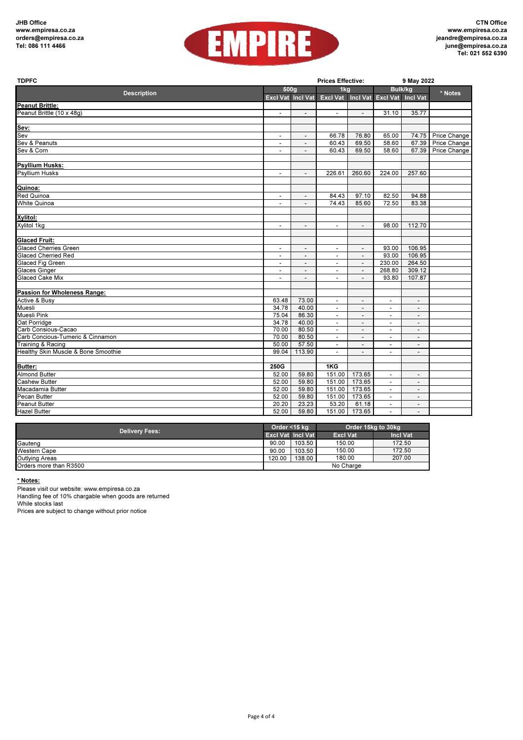**JHB Office**
**www.empiresa.co.za**
**orders@empiresa.co.za**
**Tel: 086 111 4466**

**EMPIRE**

**CTN Office**
**www.empiresa.co.za**
**jeandre@empiresa.co.za**
**june@empiresa.co.za**
**Tel: 021 552 6390**

**TDPFC** | **Prices Effective:** **9 May 2022**

| Description | 500g | | 1kg | | Bulk/kg | | * Notes |
|---|---|---|---|---|---|---|---|
| | Excl Vat | Incl Vat | Excl Vat | Incl Vat | Excl Vat | Incl Vat | |
| **Peanut Brittle:** | | | | | | | |
| Peanut Brittle (10 x 48g) | - | - | - | - | 31.10 | 35.77 | |
| | | | | | | | |
| **Sev:** | | | | | | | |
| Sev | - | - | 66.78 | 76.80 | 65.00 | 74.75 | Price Change |
| Sev & Peanuts | - | - | 60.43 | 69.50 | 58.60 | 67.39 | Price Change |
| Sev & Corn | - | - | 60.43 | 69.50 | 58.60 | 67.39 | Price Change |
| | | | | | | | |
| **Psyllium Husks:** | | | | | | | |
| Psyllium Husks | - | - | 226.61 | 260.60 | 224.00 | 257.60 | |
| | | | | | | | |
| **Quinoa:** | | | | | | | |
| Red Quinoa | - | - | 84.43 | 97.10 | 82.50 | 94.88 | |
| White Quinoa | - | - | 74.43 | 85.60 | 72.50 | 83.38 | |
| | | | | | | | |
| **Xylitol:** | | | | | | | |
| Xylitol 1kg | - | - | - | - | 98.00 | 112.70 | |
| | | | | | | | |
| **Glaced Fruit:** | | | | | | | |
| Glaced Cherries Green | - | - | - | - | 93.00 | 106.95 | |
| Glaced Cherried Red | - | - | - | - | 93.00 | 106.95 | |
| Glaced Fig Green | - | - | - | - | 230.00 | 264.50 | |
| Glaces Ginger | - | - | - | - | 268.80 | 309.12 | |
| Glaced Cake Mix | - | - | - | - | 93.80 | 107.87 | |
| | | | | | | | |
| **Passion for Wholeness Range:** | | | | | | | |
| Active & Busy | 63.48 | 73.00 | - | - | - | - | |
| Muesli | 34.78 | 40.00 | - | - | - | - | |
| Muesli Pink | 75.04 | 86.30 | - | - | - | - | |
| Oat Porridge | 34.78 | 40.00 | - | - | - | - | |
| Carb Consious-Cacao | 70.00 | 80.50 | - | - | - | - | |
| Carb Concious-Tumeric & Cinnamon | 70.00 | 80.50 | - | - | - | - | |
| Training & Racing | 50.00 | 57.50 | - | - | - | - | |
| Healthy Skin Muscle & Bone Smoothie | 99.04 | 113.90 | - | - | - | - | |
| | | | | | | | |
| **Butter:** | **250G** | | **1KG** | | | | |
| Almond Butter | 52.00 | 59.80 | 151.00 | 173.65 | - | - | |
| Cashew Butter | 52.00 | 59.80 | 151.00 | 173.65 | - | - | |
| Macadamia Butter | 52.00 | 59.80 | 151.00 | 173.65 | - | - | |
| Pecan Butter | 52.00 | 59.80 | 151.00 | 173.65 | - | - | |
| Peanut Butter | 20.20 | 23.23 | 53.20 | 61.18 | - | - | |
| Hazel Butter | 52.00 | 59.80 | 151.00 | 173.65 | - | - | |

| Delivery Fees: | Order <15 kg | | Order 15kg to 30kg | |
|---|---|---|---|---|
| | Excl Vat | Incl Vat | Excl Vat | Incl Vat |
| Gauteng | 90.00 | 103.50 | 150.00 | 172.50 |
| Western Cape | 90.00 | 103.50 | 150.00 | 172.50 |
| Outlying Areas | 120.00 | 138.00 | 180.00 | 207.00 |
| Orders more than R3500 | No Charge | | | |

**\* Notes:**

Please visit our website: www.empiresa.co.za
Handling fee of 10% chargable when goods are returned
While stocks last
Prices are subject to change without prior notice